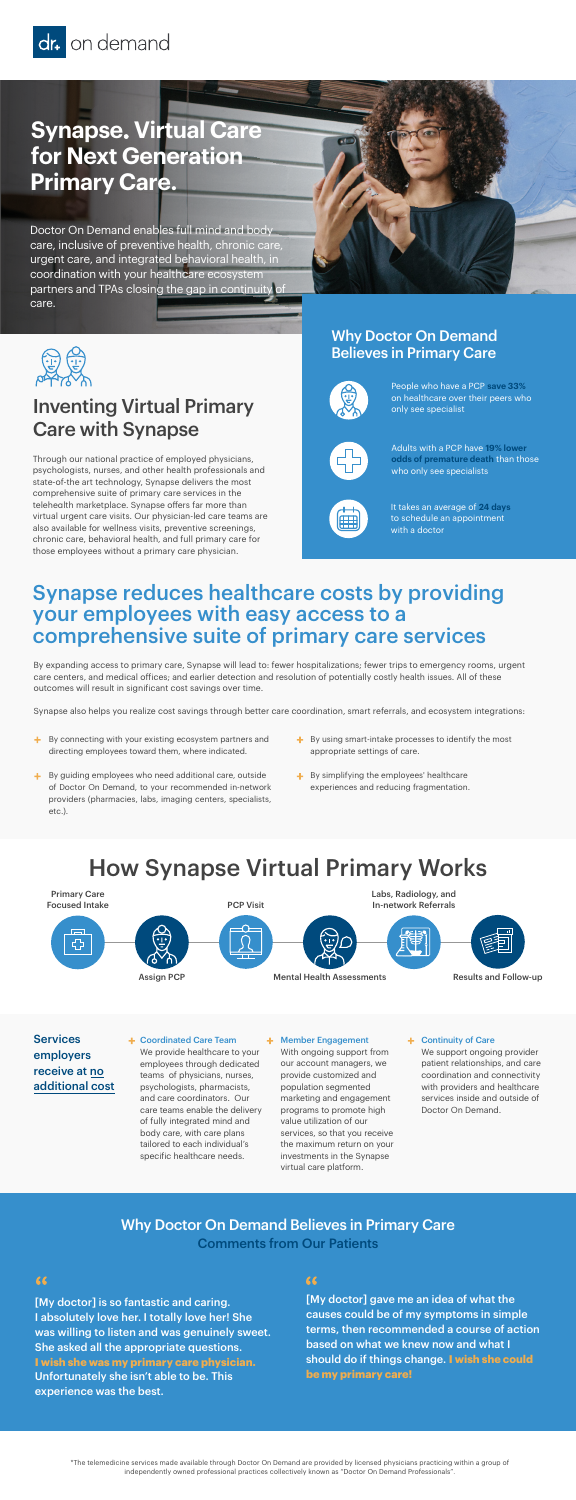dr. on demand

# Synapse. Virtual Care for Next Generation Primary Care.

Doctor On Demand enables full mind and body care, inclusive of preventive health, chronic care, urgent care, and integrated behavioral health, in coordination with your healthcare ecosystem partners and TPAs closing the gap in continuity of care.

## Inventing Virtual Primary Care with Synapse

Through our national practice of employed physicians, psychologists, nurses, and other health professionals and state-of-the art technology, Synapse delivers the most comprehensive suite of primary care services in the telehealth marketplace. Synapse offers far more than virtual urgent care visits. Our physician-led care teams are also available for wellness visits, preventive screenings, chronic care, behavioral health, and full primary care for those employees without a primary care physician.

## Why Doctor On Demand Believes in Primary Care

People who have a PCP **save 33%** on healthcare over their peers who only see specialist

Adults with a PCP have **19% lower odds of premature death** than those who only see specialists

It takes an average of **24 days** to schedule an appointment with a doctor

## Synapse reduces healthcare costs by providing your employees with easy access to a comprehensive suite of primary care services

By expanding access to primary care, Synapse will lead to: fewer hospitalizations; fewer trips to emergency rooms, urgent care centers, and medical offices; and earlier detection and resolution of potentially costly health issues. All of these outcomes will result in significant cost savings over time.

Synapse also helps you realize cost savings through better care coordination, smart referrals, and ecosystem integrations:

- By connecting with your existing ecosystem partners and directing employees toward them, where indicated.
- By guiding employees who need additional care, outside of Doctor On Demand, to your recommended in-network providers (pharmacies, labs, imaging centers, specialists, etc.).
- By using smart-intake processes to identify the most appropriate settings of care.
- By simplifying the employees' healthcare experiences and reducing fragmentation.

# How Synapse Virtual Primary Works

Primary Care Focused Intake → Assign PCP → PCP Visit → Mental Health Assessments → Labs, Radiology, and In-network Referrals → Results and Follow-up

**Services employers receive at no additional cost**

- **Coordinated Care Team**
  We provide healthcare to your employees through dedicated teams of physicians, nurses, psychologists, pharmacists, and care coordinators. Our care teams enable the delivery of fully integrated mind and body care, with care plans tailored to each individual's specific healthcare needs.
- **Member Engagement**
  With ongoing support from our account managers, we provide customized and population segmented marketing and engagement programs to promote high value utilization of our services, so that you receive the maximum return on your investments in the Synapse virtual care platform.
- **Continuity of Care**
  We support ongoing provider patient relationships, and care coordination and connectivity with providers and healthcare services inside and outside of Doctor On Demand.

## Why Doctor On Demand Believes in Primary Care

### Comments from Our Patients

> "[My doctor] is so fantastic and caring. I absolutely love her. I totally love her! She was willing to listen and was genuinely sweet. She asked all the appropriate questions. **I wish she was my primary care physician.** Unfortunately she isn't able to be. This experience was the best.

> "[My doctor] gave me an idea of what the causes could be of my symptoms in simple terms, then recommended a course of action based on what we knew now and what I should do if things change. **I wish she could be my primary care!**

*The telemedicine services made available through Doctor On Demand are provided by licensed physicians practicing within a group of independently owned professional practices collectively known as "Doctor On Demand Professionals".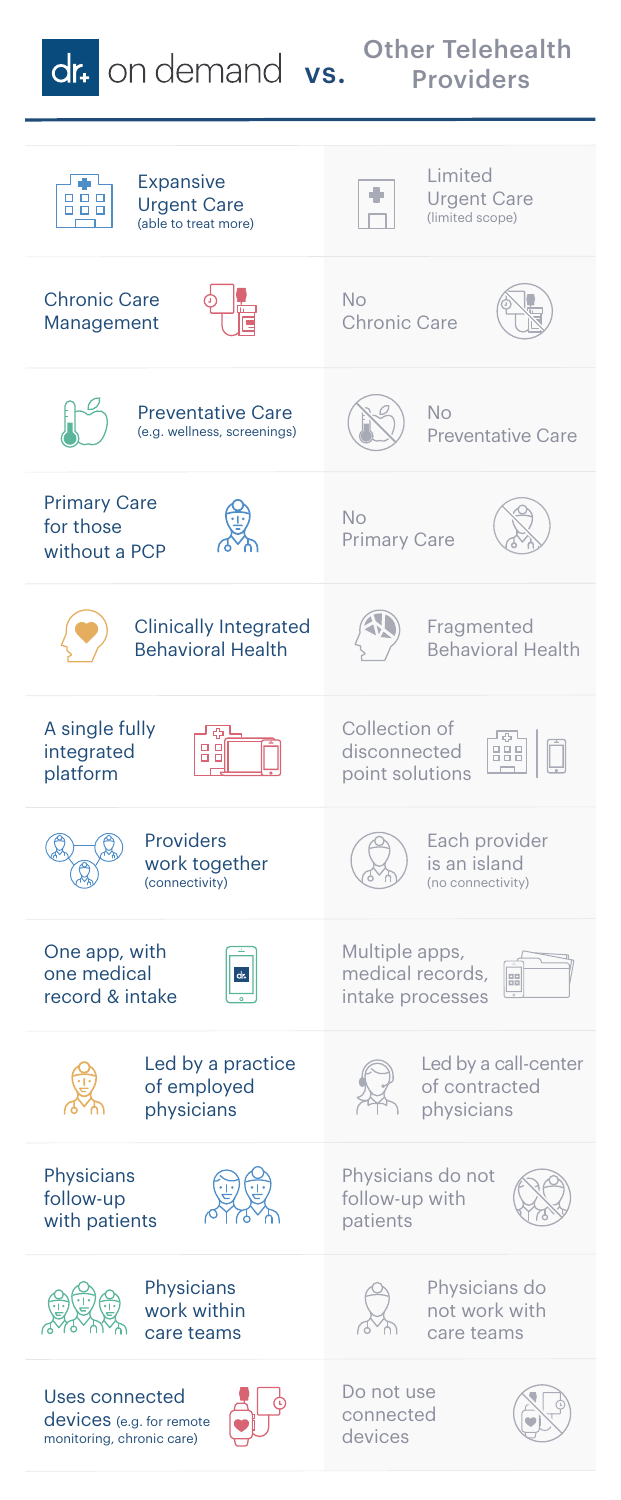# dr+ on demand vs. Other Telehealth Providers

| dr+ on demand | Other Telehealth Providers |
| --- | --- |
| Expansive Urgent Care (able to treat more) | Limited Urgent Care (limited scope) |
| Chronic Care Management | No Chronic Care |
| Preventative Care (e.g. wellness, screenings) | No Preventative Care |
| Primary Care for those without a PCP | No Primary Care |
| Clinically Integrated Behavioral Health | Fragmented Behavioral Health |
| A single fully integrated platform | Collection of disconnected point solutions |
| Providers work together (connectivity) | Each provider is an island (no connectivity) |
| One app, with one medical record & intake | Multiple apps, medical records, intake processes |
| Led by a practice of employed physicians | Led by a call-center of contracted physicians |
| Physicians follow-up with patients | Physicians do not follow-up with patients |
| Physicians work within care teams | Physicians do not work with care teams |
| Uses connected devices (e.g. for remote monitoring, chronic care) | Do not use connected devices |